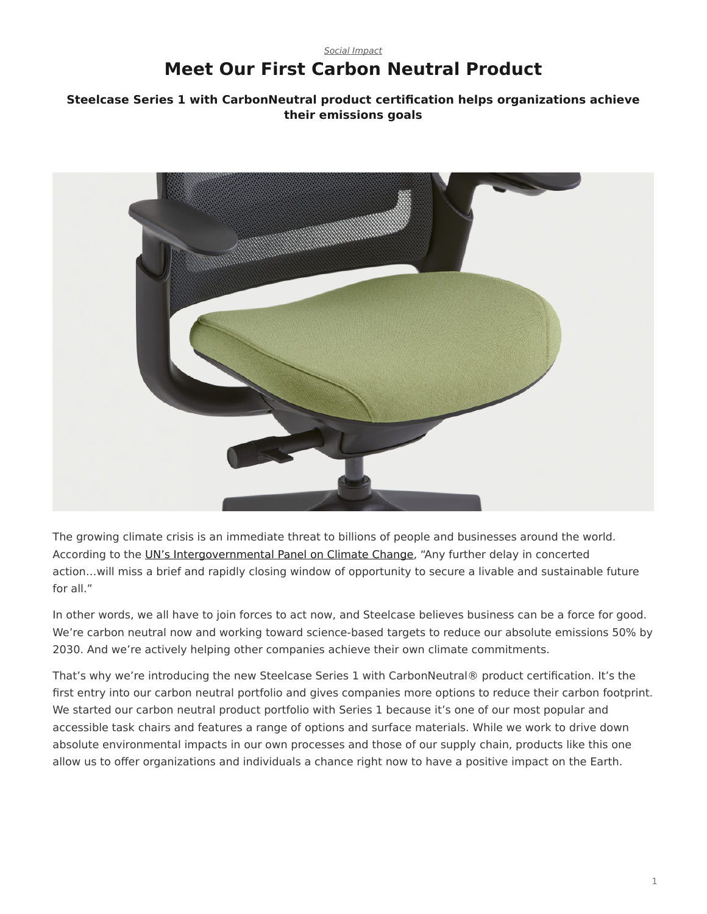*Social Impact*

# Meet Our First Carbon Neutral Product

### Steelcase Series 1 with CarbonNeutral product certification helps organizations achieve their emissions goals

The growing climate crisis is an immediate threat to billions of people and businesses around the world. According to the UN's Intergovernmental Panel on Climate Change, "Any further delay in concerted action…will miss a brief and rapidly closing window of opportunity to secure a livable and sustainable future for all."

In other words, we all have to join forces to act now, and Steelcase believes business can be a force for good. We're carbon neutral now and working toward science-based targets to reduce our absolute emissions 50% by 2030. And we're actively helping other companies achieve their own climate commitments.

That's why we're introducing the new Steelcase Series 1 with CarbonNeutral® product certification. It's the first entry into our carbon neutral portfolio and gives companies more options to reduce their carbon footprint. We started our carbon neutral product portfolio with Series 1 because it's one of our most popular and accessible task chairs and features a range of options and surface materials. While we work to drive down absolute environmental impacts in our own processes and those of our supply chain, products like this one allow us to offer organizations and individuals a chance right now to have a positive impact on the Earth.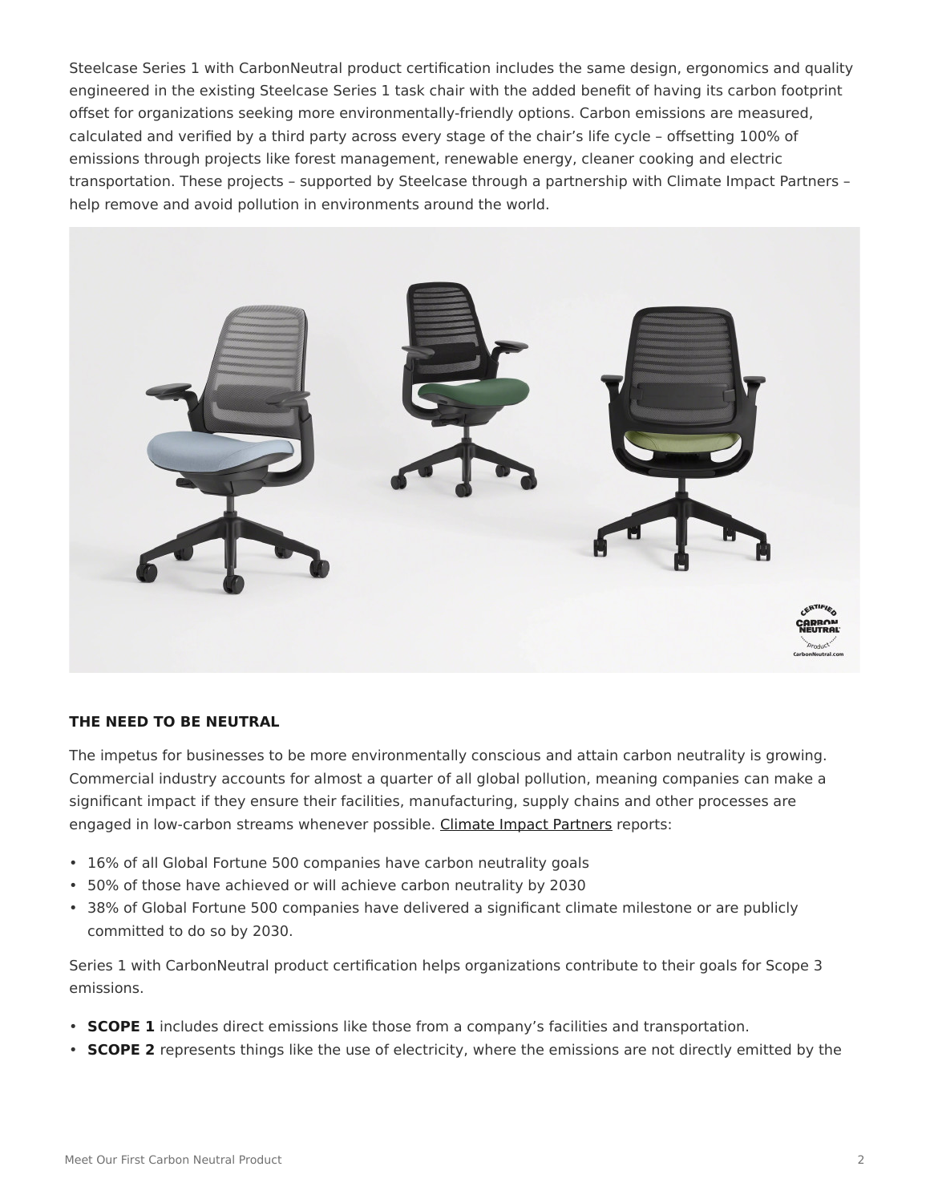Steelcase Series 1 with CarbonNeutral product certification includes the same design, ergonomics and quality engineered in the existing Steelcase Series 1 task chair with the added benefit of having its carbon footprint offset for organizations seeking more environmentally-friendly options. Carbon emissions are measured, calculated and verified by a third party across every stage of the chair's life cycle – offsetting 100% of emissions through projects like forest management, renewable energy, cleaner cooking and electric transportation. These projects – supported by Steelcase through a partnership with Climate Impact Partners – help remove and avoid pollution in environments around the world.

**THE NEED TO BE NEUTRAL**

The impetus for businesses to be more environmentally conscious and attain carbon neutrality is growing. Commercial industry accounts for almost a quarter of all global pollution, meaning companies can make a significant impact if they ensure their facilities, manufacturing, supply chains and other processes are engaged in low-carbon streams whenever possible. Climate Impact Partners reports:

- 16% of all Global Fortune 500 companies have carbon neutrality goals
- 50% of those have achieved or will achieve carbon neutrality by 2030
- 38% of Global Fortune 500 companies have delivered a significant climate milestone or are publicly committed to do so by 2030.

Series 1 with CarbonNeutral product certification helps organizations contribute to their goals for Scope 3 emissions.

- **SCOPE 1** includes direct emissions like those from a company's facilities and transportation.
- **SCOPE 2** represents things like the use of electricity, where the emissions are not directly emitted by the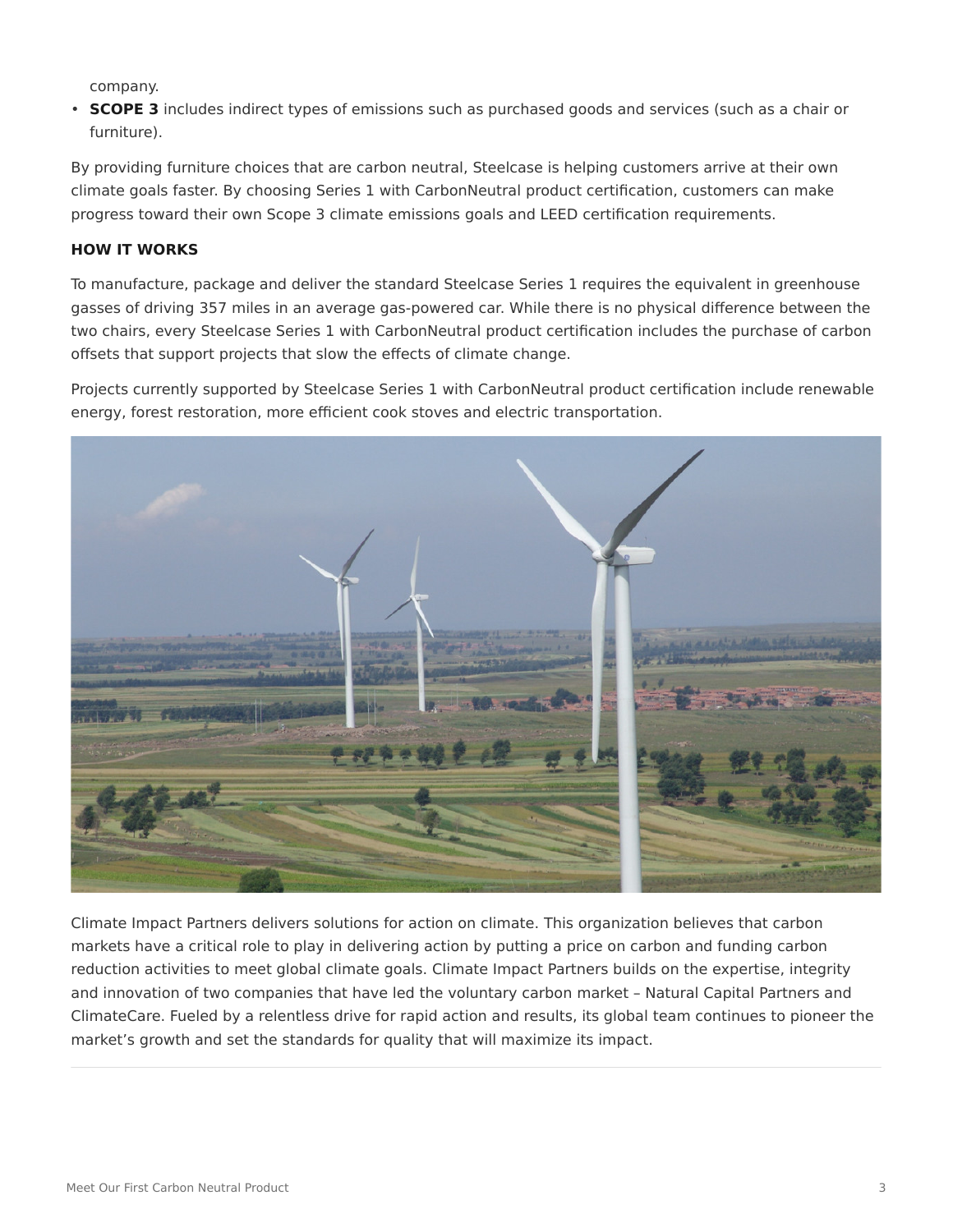company.

- **SCOPE 3** includes indirect types of emissions such as purchased goods and services (such as a chair or furniture).

By providing furniture choices that are carbon neutral, Steelcase is helping customers arrive at their own climate goals faster. By choosing Series 1 with CarbonNeutral product certification, customers can make progress toward their own Scope 3 climate emissions goals and LEED certification requirements.

**HOW IT WORKS**

To manufacture, package and deliver the standard Steelcase Series 1 requires the equivalent in greenhouse gasses of driving 357 miles in an average gas-powered car. While there is no physical difference between the two chairs, every Steelcase Series 1 with CarbonNeutral product certification includes the purchase of carbon offsets that support projects that slow the effects of climate change.

Projects currently supported by Steelcase Series 1 with CarbonNeutral product certification include renewable energy, forest restoration, more efficient cook stoves and electric transportation.

Climate Impact Partners delivers solutions for action on climate. This organization believes that carbon markets have a critical role to play in delivering action by putting a price on carbon and funding carbon reduction activities to meet global climate goals. Climate Impact Partners builds on the expertise, integrity and innovation of two companies that have led the voluntary carbon market – Natural Capital Partners and ClimateCare. Fueled by a relentless drive for rapid action and results, its global team continues to pioneer the market's growth and set the standards for quality that will maximize its impact.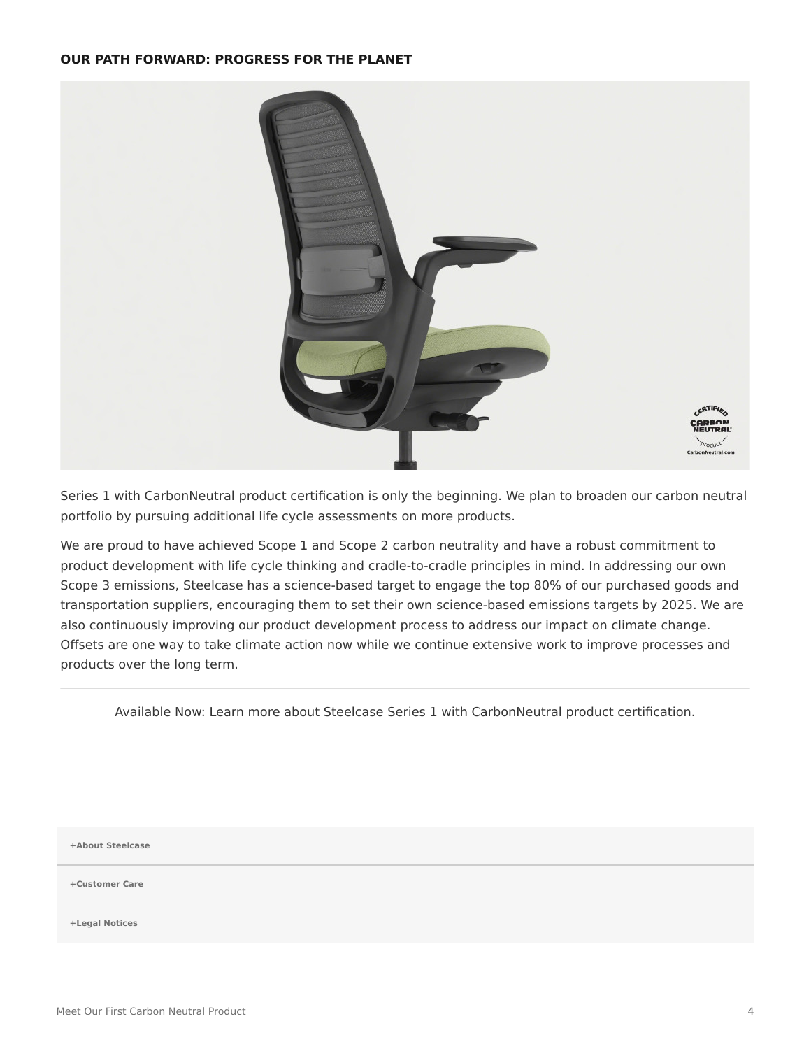**OUR PATH FORWARD: PROGRESS FOR THE PLANET**

Series 1 with CarbonNeutral product certification is only the beginning. We plan to broaden our carbon neutral portfolio by pursuing additional life cycle assessments on more products.

We are proud to have achieved Scope 1 and Scope 2 carbon neutrality and have a robust commitment to product development with life cycle thinking and cradle-to-cradle principles in mind. In addressing our own Scope 3 emissions, Steelcase has a science-based target to engage the top 80% of our purchased goods and transportation suppliers, encouraging them to set their own science-based emissions targets by 2025. We are also continuously improving our product development process to address our impact on climate change. Offsets are one way to take climate action now while we continue extensive work to improve processes and products over the long term.

---

Available Now: Learn more about Steelcase Series 1 with CarbonNeutral product certification.

---

+About Steelcase

+Customer Care

+Legal Notices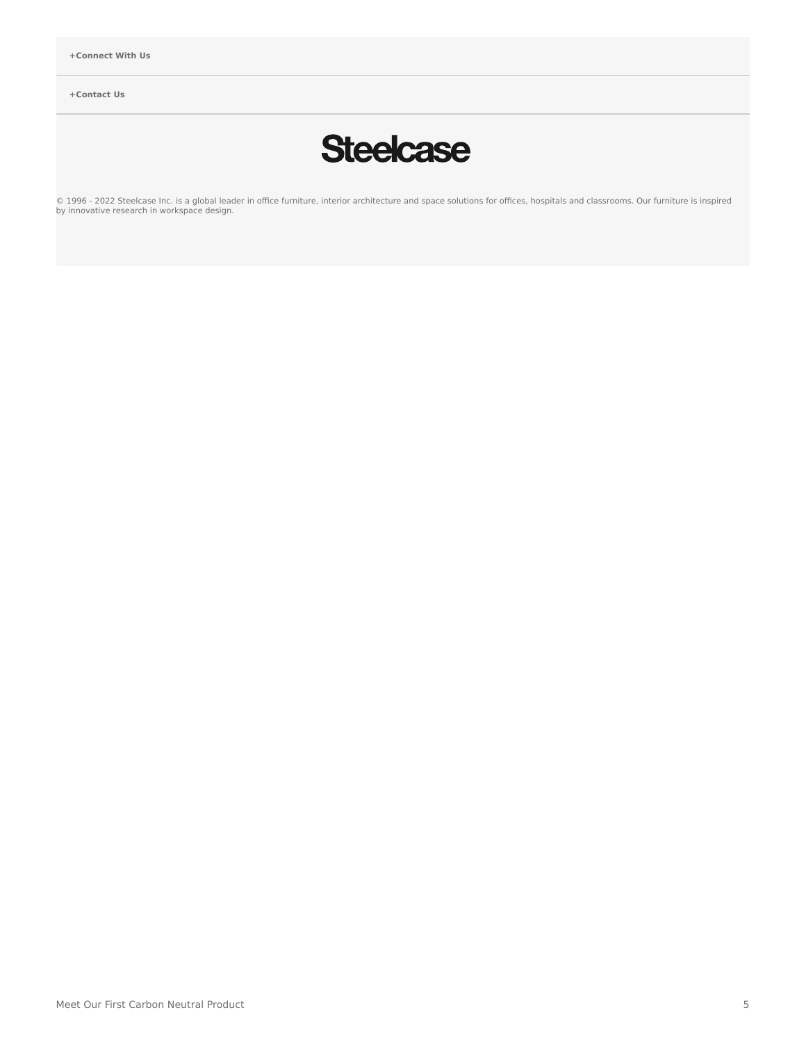**+Connect With Us**

**+Contact Us**

Steelcase

© 1996 - 2022 Steelcase Inc. is a global leader in office furniture, interior architecture and space solutions for offices, hospitals and classrooms. Our furniture is inspired by innovative research in workspace design.